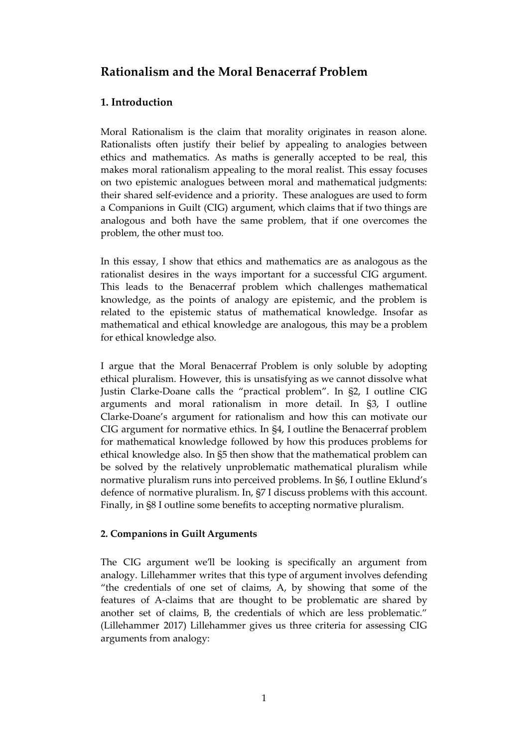# Rationalism and the Moral Benacerraf Problem

## 1. Introduction

Moral Rationalism is the claim that morality originates in reason alone. Rationalists often justify their belief by appealing to analogies between ethics and mathematics. As maths is generally accepted to be real, this makes moral rationalism appealing to the moral realist. This essay focuses on two epistemic analogues between moral and mathematical judgments: their shared self-evidence and a priority. These analogues are used to form a Companions in Guilt (CIG) argument, which claims that if two things are analogous and both have the same problem, that if one overcomes the problem, the other must too.

In this essay, I show that ethics and mathematics are as analogous as the rationalist desires in the ways important for a successful CIG argument. This leads to the Benacerraf problem which challenges mathematical knowledge, as the points of analogy are epistemic, and the problem is related to the epistemic status of mathematical knowledge. Insofar as mathematical and ethical knowledge are analogous, this may be a problem for ethical knowledge also.

I argue that the Moral Benacerraf Problem is only soluble by adopting ethical pluralism. However, this is unsatisfying as we cannot dissolve what Justin Clarke-Doane calls the "practical problem". In §2, I outline CIG arguments and moral rationalism in more detail. In §3, I outline Clarke-Doane's argument for rationalism and how this can motivate our CIG argument for normative ethics. In §4, I outline the Benacerraf problem for mathematical knowledge followed by how this produces problems for ethical knowledge also. In §5 then show that the mathematical problem can be solved by the relatively unproblematic mathematical pluralism while normative pluralism runs into perceived problems. In §6, I outline Eklund's defence of normative pluralism. In, §7 I discuss problems with this account. Finally, in §8 I outline some benefits to accepting normative pluralism.

## 2. Companions in Guilt Arguments

The CIG argument we'll be looking is specifically an argument from analogy. Lillehammer writes that this type of argument involves defending "the credentials of one set of claims, A, by showing that some of the features of A-claims that are thought to be problematic are shared by another set of claims, B, the credentials of which are less problematic." (Lillehammer 2017) Lillehammer gives us three criteria for assessing CIG arguments from analogy: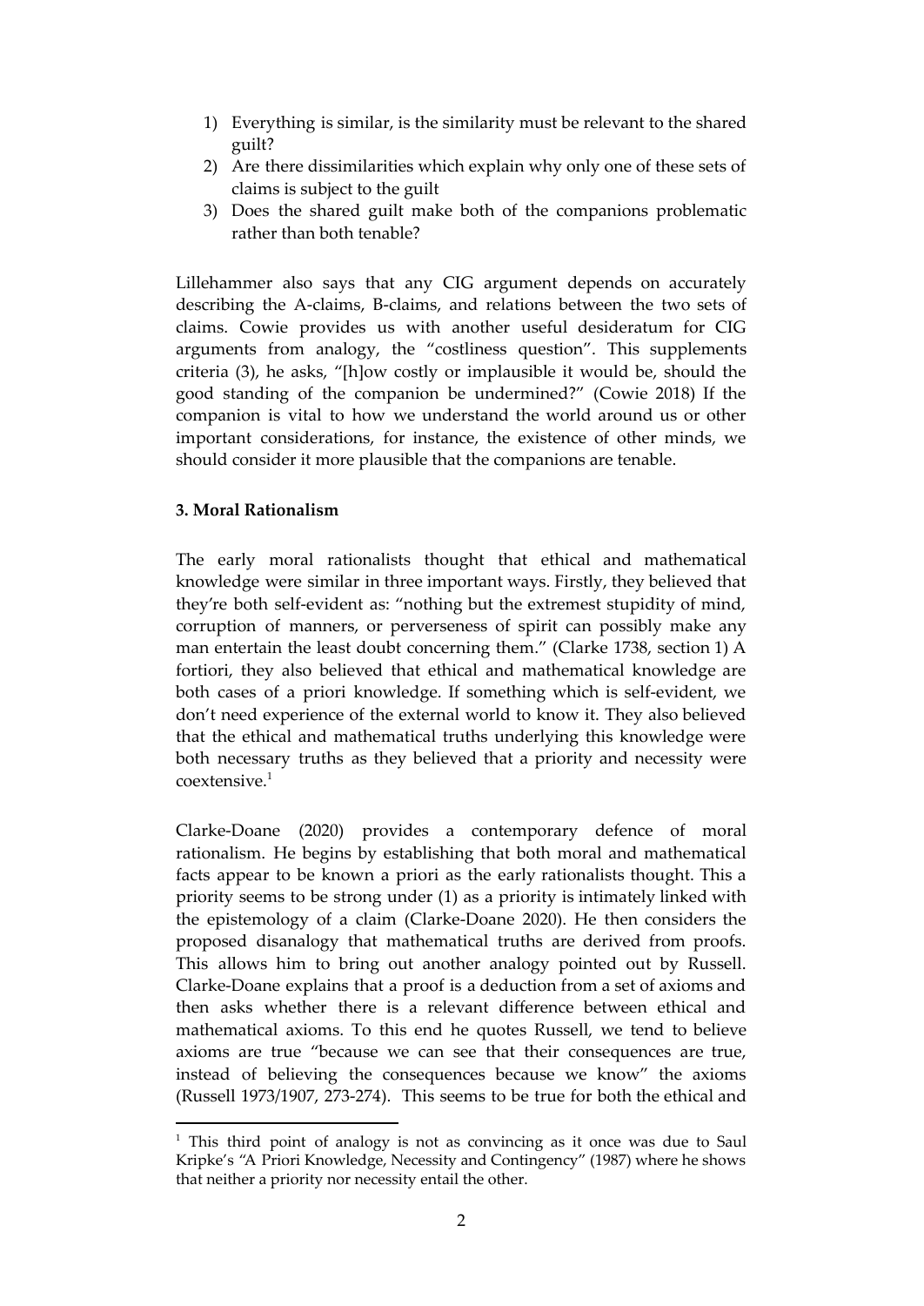1) Everything is similar, is the similarity must be relevant to the shared guilt?
2) Are there dissimilarities which explain why only one of these sets of claims is subject to the guilt
3) Does the shared guilt make both of the companions problematic rather than both tenable?

Lillehammer also says that any CIG argument depends on accurately describing the A-claims, B-claims, and relations between the two sets of claims. Cowie provides us with another useful desideratum for CIG arguments from analogy, the "costliness question". This supplements criteria (3), he asks, "[h]ow costly or implausible it would be, should the good standing of the companion be undermined?" (Cowie 2018) If the companion is vital to how we understand the world around us or other important considerations, for instance, the existence of other minds, we should consider it more plausible that the companions are tenable.

### 3. Moral Rationalism

The early moral rationalists thought that ethical and mathematical knowledge were similar in three important ways. Firstly, they believed that they're both self-evident as: "nothing but the extremest stupidity of mind, corruption of manners, or perverseness of spirit can possibly make any man entertain the least doubt concerning them." (Clarke 1738, section 1) A fortiori, they also believed that ethical and mathematical knowledge are both cases of a priori knowledge. If something which is self-evident, we don't need experience of the external world to know it. They also believed that the ethical and mathematical truths underlying this knowledge were both necessary truths as they believed that a priority and necessity were coextensive.[1]

Clarke-Doane (2020) provides a contemporary defence of moral rationalism. He begins by establishing that both moral and mathematical facts appear to be known a priori as the early rationalists thought. This a priority seems to be strong under (1) as a priority is intimately linked with the epistemology of a claim (Clarke-Doane 2020). He then considers the proposed disanalogy that mathematical truths are derived from proofs. This allows him to bring out another analogy pointed out by Russell. Clarke-Doane explains that a proof is a deduction from a set of axioms and then asks whether there is a relevant difference between ethical and mathematical axioms. To this end he quotes Russell, we tend to believe axioms are true "because we can see that their consequences are true, instead of believing the consequences because we know" the axioms (Russell 1973/1907, 273-274). This seems to be true for both the ethical and

---

[1] This third point of analogy is not as convincing as it once was due to Saul Kripke's "A Priori Knowledge, Necessity and Contingency" (1987) where he shows that neither a priority nor necessity entail the other.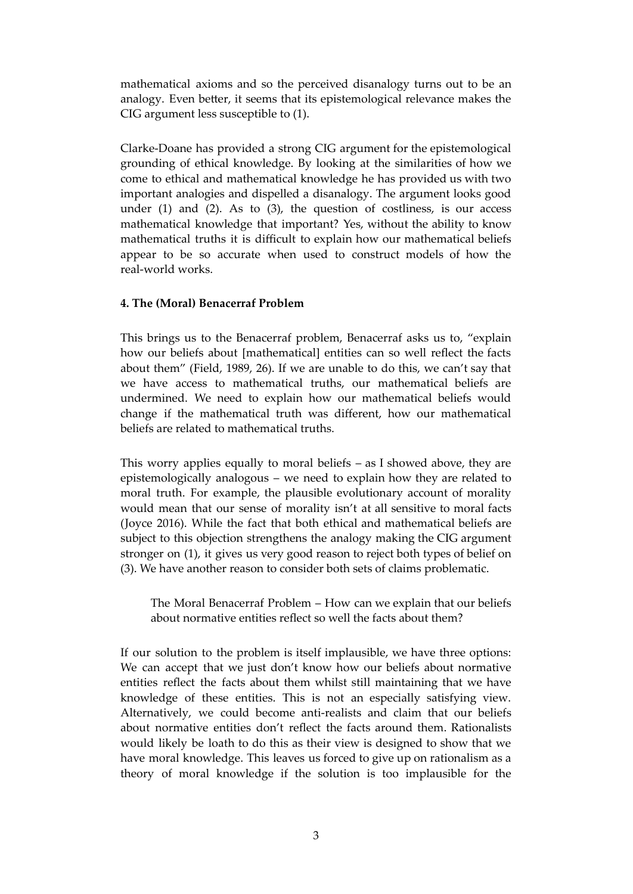mathematical axioms and so the perceived disanalogy turns out to be an analogy. Even better, it seems that its epistemological relevance makes the CIG argument less susceptible to (1).

Clarke-Doane has provided a strong CIG argument for the epistemological grounding of ethical knowledge. By looking at the similarities of how we come to ethical and mathematical knowledge he has provided us with two important analogies and dispelled a disanalogy. The argument looks good under (1) and (2). As to (3), the question of costliness, is our access mathematical knowledge that important? Yes, without the ability to know mathematical truths it is difficult to explain how our mathematical beliefs appear to be so accurate when used to construct models of how the real-world works.

### 4. The (Moral) Benacerraf Problem

This brings us to the Benacerraf problem, Benacerraf asks us to, "explain how our beliefs about [mathematical] entities can so well reflect the facts about them" (Field, 1989, 26). If we are unable to do this, we can't say that we have access to mathematical truths, our mathematical beliefs are undermined. We need to explain how our mathematical beliefs would change if the mathematical truth was different, how our mathematical beliefs are related to mathematical truths.

This worry applies equally to moral beliefs – as I showed above, they are epistemologically analogous – we need to explain how they are related to moral truth. For example, the plausible evolutionary account of morality would mean that our sense of morality isn't at all sensitive to moral facts (Joyce 2016). While the fact that both ethical and mathematical beliefs are subject to this objection strengthens the analogy making the CIG argument stronger on (1), it gives us very good reason to reject both types of belief on (3). We have another reason to consider both sets of claims problematic.

> The Moral Benacerraf Problem – How can we explain that our beliefs about normative entities reflect so well the facts about them?

If our solution to the problem is itself implausible, we have three options: We can accept that we just don't know how our beliefs about normative entities reflect the facts about them whilst still maintaining that we have knowledge of these entities. This is not an especially satisfying view. Alternatively, we could become anti-realists and claim that our beliefs about normative entities don't reflect the facts around them. Rationalists would likely be loath to do this as their view is designed to show that we have moral knowledge. This leaves us forced to give up on rationalism as a theory of moral knowledge if the solution is too implausible for the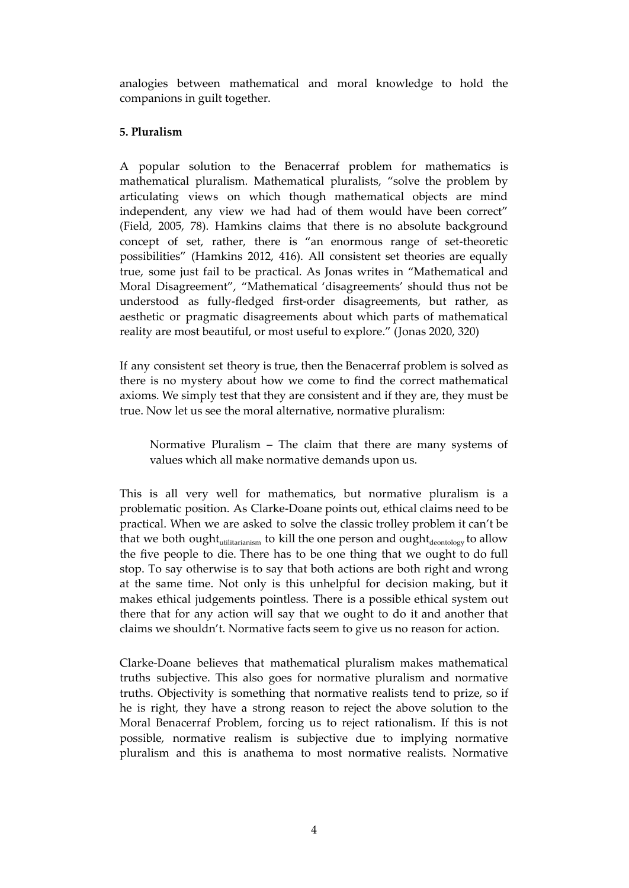analogies between mathematical and moral knowledge to hold the companions in guilt together.

**5. Pluralism**

A popular solution to the Benacerraf problem for mathematics is mathematical pluralism. Mathematical pluralists, "solve the problem by articulating views on which though mathematical objects are mind independent, any view we had had of them would have been correct" (Field, 2005, 78). Hamkins claims that there is no absolute background concept of set, rather, there is "an enormous range of set-theoretic possibilities" (Hamkins 2012, 416). All consistent set theories are equally true, some just fail to be practical. As Jonas writes in "Mathematical and Moral Disagreement", "Mathematical 'disagreements' should thus not be understood as fully-fledged first-order disagreements, but rather, as aesthetic or pragmatic disagreements about which parts of mathematical reality are most beautiful, or most useful to explore." (Jonas 2020, 320)

If any consistent set theory is true, then the Benacerraf problem is solved as there is no mystery about how we come to find the correct mathematical axioms. We simply test that they are consistent and if they are, they must be true. Now let us see the moral alternative, normative pluralism:

> Normative Pluralism – The claim that there are many systems of values which all make normative demands upon us.

This is all very well for mathematics, but normative pluralism is a problematic position. As Clarke-Doane points out, ethical claims need to be practical. When we are asked to solve the classic trolley problem it can't be that we both ought$_{\text{utilitarianism}}$ to kill the one person and ought$_{\text{deontology}}$ to allow the five people to die. There has to be one thing that we ought to do full stop. To say otherwise is to say that both actions are both right and wrong at the same time. Not only is this unhelpful for decision making, but it makes ethical judgements pointless. There is a possible ethical system out there that for any action will say that we ought to do it and another that claims we shouldn't. Normative facts seem to give us no reason for action.

Clarke-Doane believes that mathematical pluralism makes mathematical truths subjective. This also goes for normative pluralism and normative truths. Objectivity is something that normative realists tend to prize, so if he is right, they have a strong reason to reject the above solution to the Moral Benacerraf Problem, forcing us to reject rationalism. If this is not possible, normative realism is subjective due to implying normative pluralism and this is anathema to most normative realists. Normative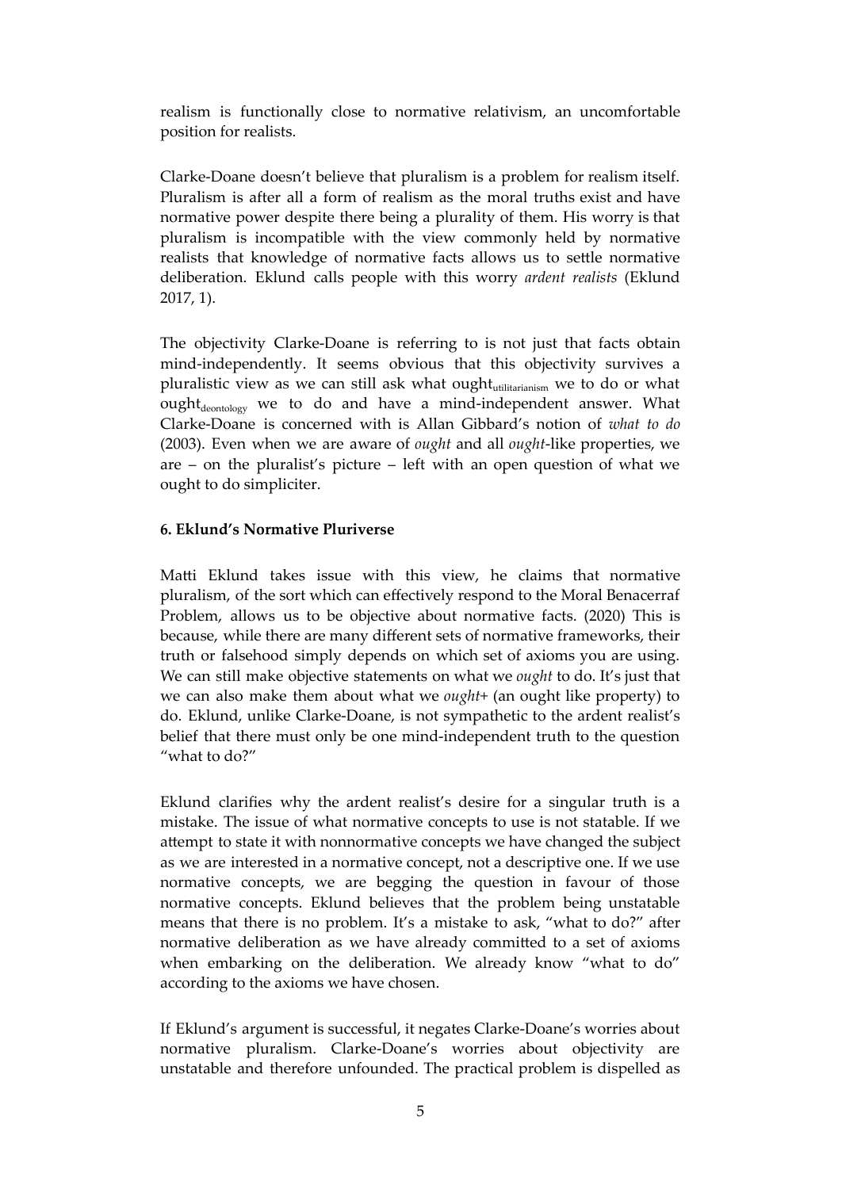realism is functionally close to normative relativism, an uncomfortable position for realists.

Clarke-Doane doesn't believe that pluralism is a problem for realism itself. Pluralism is after all a form of realism as the moral truths exist and have normative power despite there being a plurality of them. His worry is that pluralism is incompatible with the view commonly held by normative realists that knowledge of normative facts allows us to settle normative deliberation. Eklund calls people with this worry *ardent realists* (Eklund 2017, 1).

The objectivity Clarke-Doane is referring to is not just that facts obtain mind-independently. It seems obvious that this objectivity survives a pluralistic view as we can still ask what $\text{ought}_{\text{utilitarianism}}$ we to do or what $\text{ought}_{\text{deontology}}$ we to do and have a mind-independent answer. What Clarke-Doane is concerned with is Allan Gibbard's notion of *what to do* (2003). Even when we are aware of *ought* and all *ought*-like properties, we are – on the pluralist's picture – left with an open question of what we ought to do simpliciter.

**6. Eklund's Normative Pluriverse**

Matti Eklund takes issue with this view, he claims that normative pluralism, of the sort which can effectively respond to the Moral Benacerraf Problem, allows us to be objective about normative facts. (2020) This is because, while there are many different sets of normative frameworks, their truth or falsehood simply depends on which set of axioms you are using. We can still make objective statements on what we *ought* to do. It's just that we can also make them about what we *ought*+ (an ought like property) to do. Eklund, unlike Clarke-Doane, is not sympathetic to the ardent realist's belief that there must only be one mind-independent truth to the question "what to do?"

Eklund clarifies why the ardent realist's desire for a singular truth is a mistake. The issue of what normative concepts to use is not statable. If we attempt to state it with nonnormative concepts we have changed the subject as we are interested in a normative concept, not a descriptive one. If we use normative concepts, we are begging the question in favour of those normative concepts. Eklund believes that the problem being unstatable means that there is no problem. It's a mistake to ask, "what to do?" after normative deliberation as we have already committed to a set of axioms when embarking on the deliberation. We already know "what to do" according to the axioms we have chosen.

If Eklund's argument is successful, it negates Clarke-Doane's worries about normative pluralism. Clarke-Doane's worries about objectivity are unstatable and therefore unfounded. The practical problem is dispelled as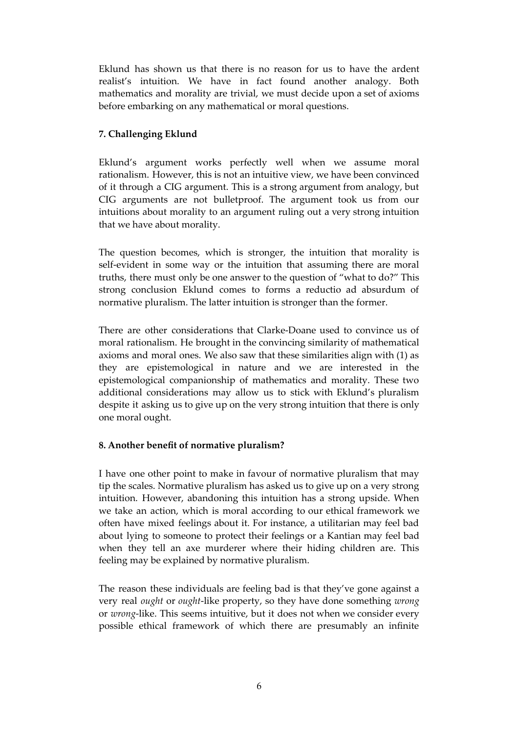Eklund has shown us that there is no reason for us to have the ardent realist's intuition. We have in fact found another analogy. Both mathematics and morality are trivial, we must decide upon a set of axioms before embarking on any mathematical or moral questions.

## 7. Challenging Eklund

Eklund's argument works perfectly well when we assume moral rationalism. However, this is not an intuitive view, we have been convinced of it through a CIG argument. This is a strong argument from analogy, but CIG arguments are not bulletproof. The argument took us from our intuitions about morality to an argument ruling out a very strong intuition that we have about morality.

The question becomes, which is stronger, the intuition that morality is self-evident in some way or the intuition that assuming there are moral truths, there must only be one answer to the question of "what to do?" This strong conclusion Eklund comes to forms a reductio ad absurdum of normative pluralism. The latter intuition is stronger than the former.

There are other considerations that Clarke-Doane used to convince us of moral rationalism. He brought in the convincing similarity of mathematical axioms and moral ones. We also saw that these similarities align with (1) as they are epistemological in nature and we are interested in the epistemological companionship of mathematics and morality. These two additional considerations may allow us to stick with Eklund's pluralism despite it asking us to give up on the very strong intuition that there is only one moral ought.

## 8. Another benefit of normative pluralism?

I have one other point to make in favour of normative pluralism that may tip the scales. Normative pluralism has asked us to give up on a very strong intuition. However, abandoning this intuition has a strong upside. When we take an action, which is moral according to our ethical framework we often have mixed feelings about it. For instance, a utilitarian may feel bad about lying to someone to protect their feelings or a Kantian may feel bad when they tell an axe murderer where their hiding children are. This feeling may be explained by normative pluralism.

The reason these individuals are feeling bad is that they've gone against a very real *ought* or *ought*-like property, so they have done something *wrong* or *wrong*-like. This seems intuitive, but it does not when we consider every possible ethical framework of which there are presumably an infinite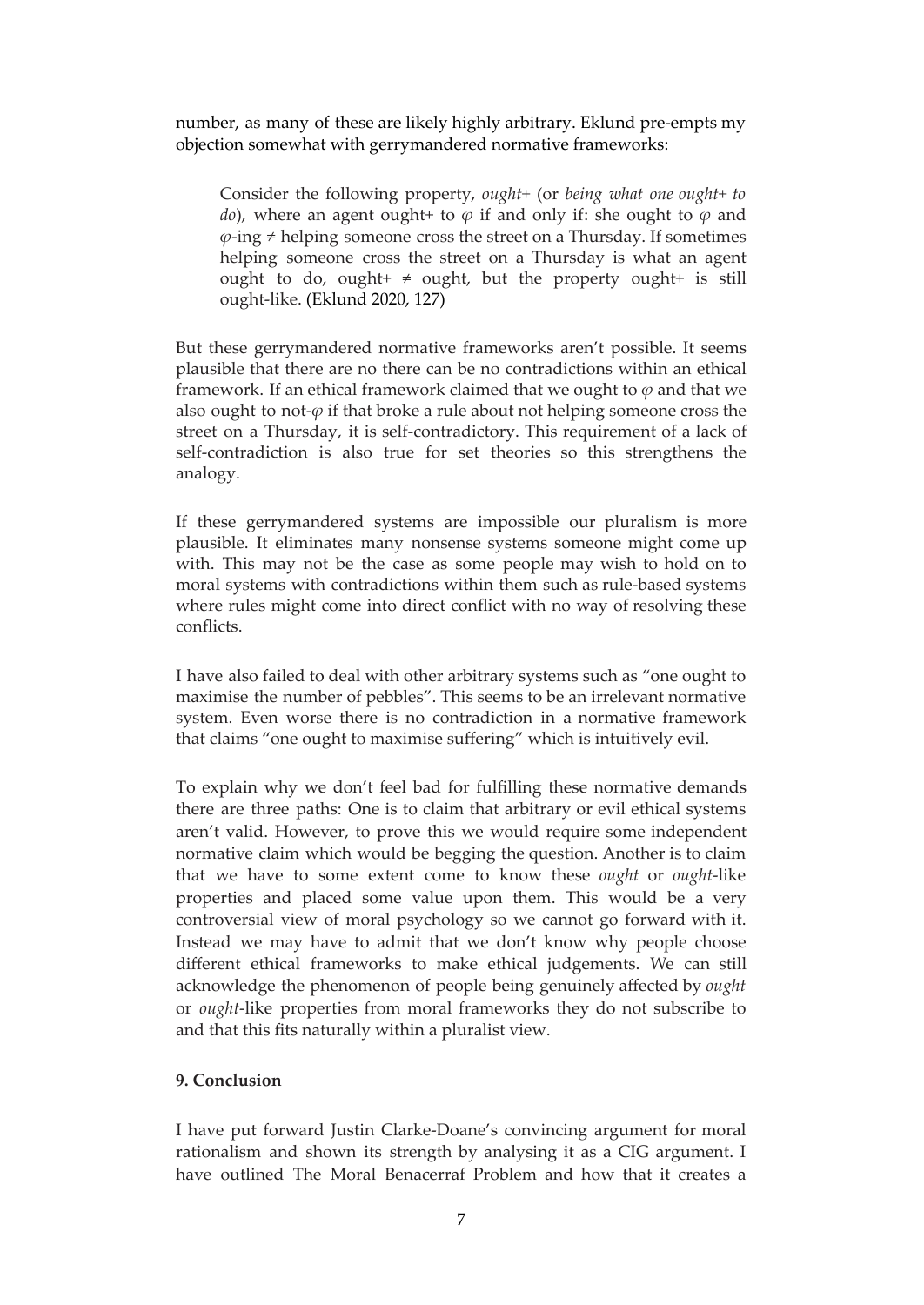number, as many of these are likely highly arbitrary. Eklund pre-empts my objection somewhat with gerrymandered normative frameworks:

> Consider the following property, *ought+* (or *being what one ought+ to do*), where an agent ought+ to $\varphi$ if and only if: she ought to $\varphi$ and $\varphi$-ing ≠ helping someone cross the street on a Thursday. If sometimes helping someone cross the street on a Thursday is what an agent ought to do, ought+ ≠ ought, but the property ought+ is still ought-like. (Eklund 2020, 127)

But these gerrymandered normative frameworks aren't possible. It seems plausible that there are no there can be no contradictions within an ethical framework. If an ethical framework claimed that we ought to $\varphi$ and that we also ought to not-$\varphi$ if that broke a rule about not helping someone cross the street on a Thursday, it is self-contradictory. This requirement of a lack of self-contradiction is also true for set theories so this strengthens the analogy.

If these gerrymandered systems are impossible our pluralism is more plausible. It eliminates many nonsense systems someone might come up with. This may not be the case as some people may wish to hold on to moral systems with contradictions within them such as rule-based systems where rules might come into direct conflict with no way of resolving these conflicts.

I have also failed to deal with other arbitrary systems such as "one ought to maximise the number of pebbles". This seems to be an irrelevant normative system. Even worse there is no contradiction in a normative framework that claims "one ought to maximise suffering" which is intuitively evil.

To explain why we don't feel bad for fulfilling these normative demands there are three paths: One is to claim that arbitrary or evil ethical systems aren't valid. However, to prove this we would require some independent normative claim which would be begging the question. Another is to claim that we have to some extent come to know these *ought* or *ought*-like properties and placed some value upon them. This would be a very controversial view of moral psychology so we cannot go forward with it. Instead we may have to admit that we don't know why people choose different ethical frameworks to make ethical judgements. We can still acknowledge the phenomenon of people being genuinely affected by *ought* or *ought*-like properties from moral frameworks they do not subscribe to and that this fits naturally within a pluralist view.

**9. Conclusion**

I have put forward Justin Clarke-Doane's convincing argument for moral rationalism and shown its strength by analysing it as a CIG argument. I have outlined The Moral Benacerraf Problem and how that it creates a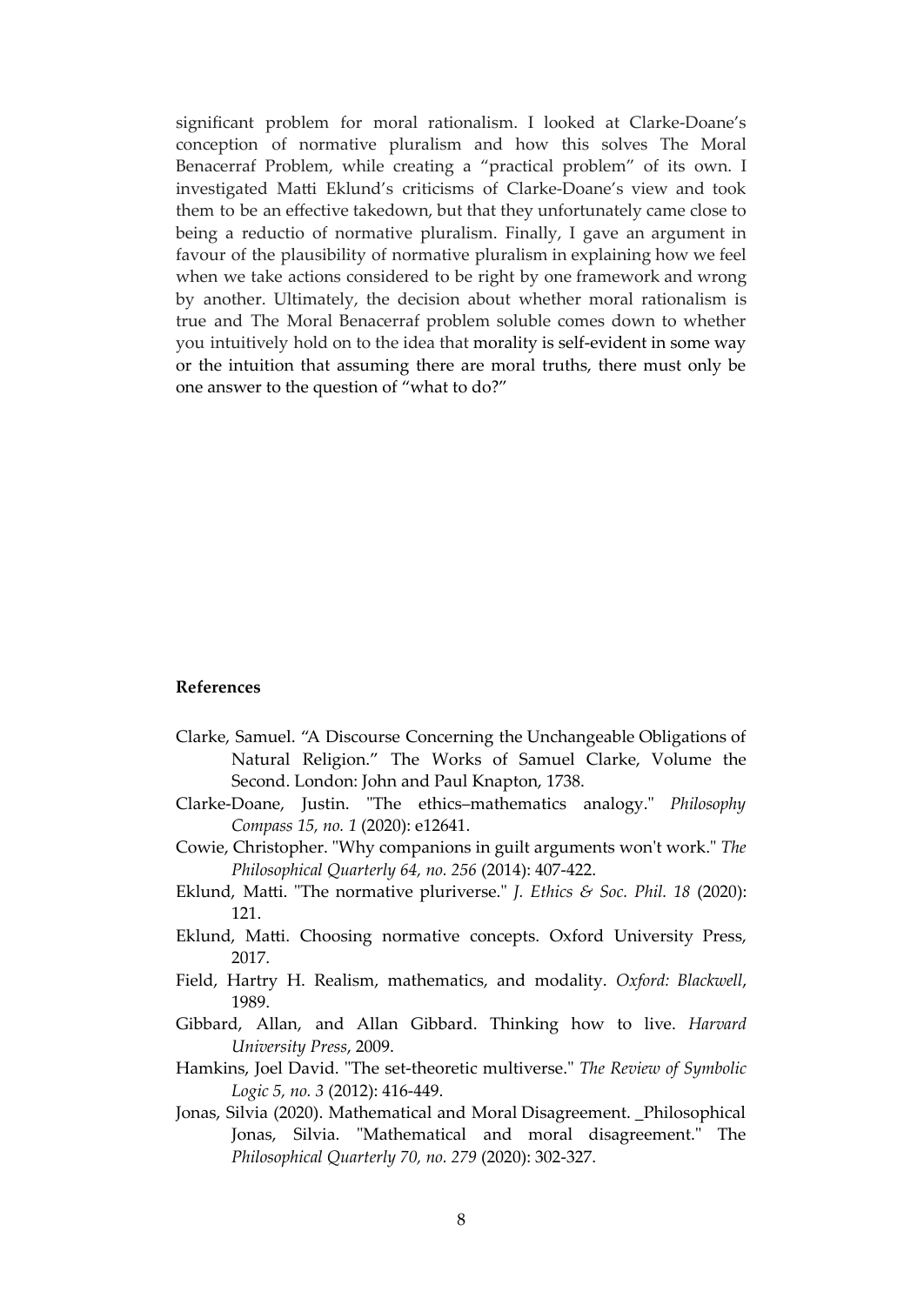significant problem for moral rationalism. I looked at Clarke-Doane's conception of normative pluralism and how this solves The Moral Benacerraf Problem, while creating a "practical problem" of its own. I investigated Matti Eklund's criticisms of Clarke-Doane's view and took them to be an effective takedown, but that they unfortunately came close to being a reductio of normative pluralism. Finally, I gave an argument in favour of the plausibility of normative pluralism in explaining how we feel when we take actions considered to be right by one framework and wrong by another. Ultimately, the decision about whether moral rationalism is true and The Moral Benacerraf problem soluble comes down to whether you intuitively hold on to the idea that morality is self-evident in some way or the intuition that assuming there are moral truths, there must only be one answer to the question of "what to do?"

**References**

Clarke, Samuel. "A Discourse Concerning the Unchangeable Obligations of Natural Religion." The Works of Samuel Clarke, Volume the Second. London: John and Paul Knapton, 1738.

Clarke-Doane, Justin. "The ethics–mathematics analogy." *Philosophy Compass 15, no. 1* (2020): e12641.

Cowie, Christopher. "Why companions in guilt arguments won't work." *The Philosophical Quarterly 64, no. 256* (2014): 407-422.

Eklund, Matti. "The normative pluriverse." *J. Ethics & Soc. Phil. 18* (2020): 121.

Eklund, Matti. Choosing normative concepts. Oxford University Press, 2017.

Field, Hartry H. Realism, mathematics, and modality. *Oxford: Blackwell*, 1989.

Gibbard, Allan, and Allan Gibbard. Thinking how to live. *Harvard University Press*, 2009.

Hamkins, Joel David. "The set-theoretic multiverse." *The Review of Symbolic Logic 5, no. 3* (2012): 416-449.

Jonas, Silvia (2020). Mathematical and Moral Disagreement. _Philosophical Jonas, Silvia. "Mathematical and moral disagreement." The *Philosophical Quarterly 70, no. 279* (2020): 302-327.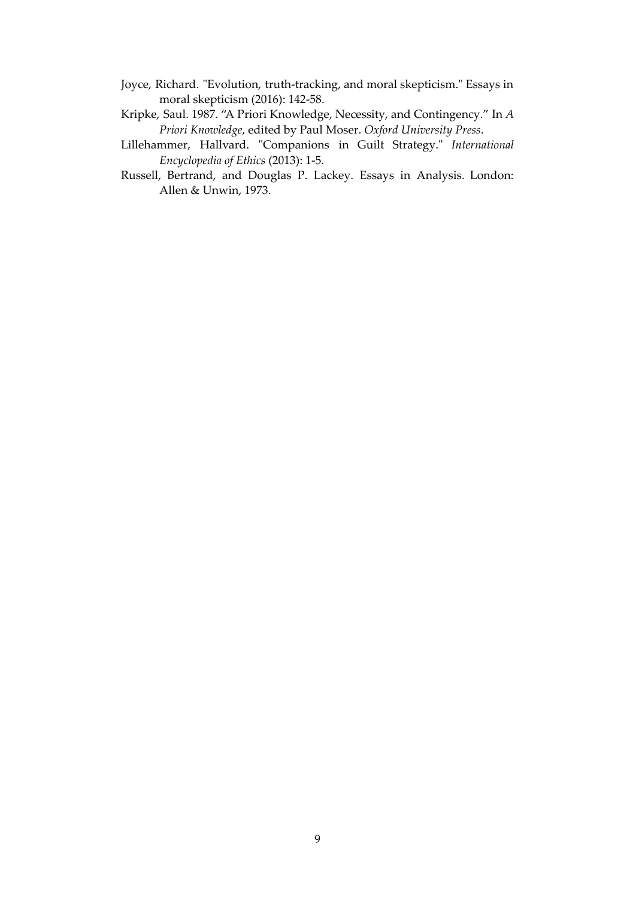Joyce, Richard. "Evolution, truth-tracking, and moral skepticism." Essays in moral skepticism (2016): 142-58.

Kripke, Saul. 1987. "A Priori Knowledge, Necessity, and Contingency." In *A Priori Knowledge*, edited by Paul Moser. *Oxford University Press*.

Lillehammer, Hallvard. "Companions in Guilt Strategy." *International Encyclopedia of Ethics* (2013): 1-5.

Russell, Bertrand, and Douglas P. Lackey. Essays in Analysis. London: Allen & Unwin, 1973.